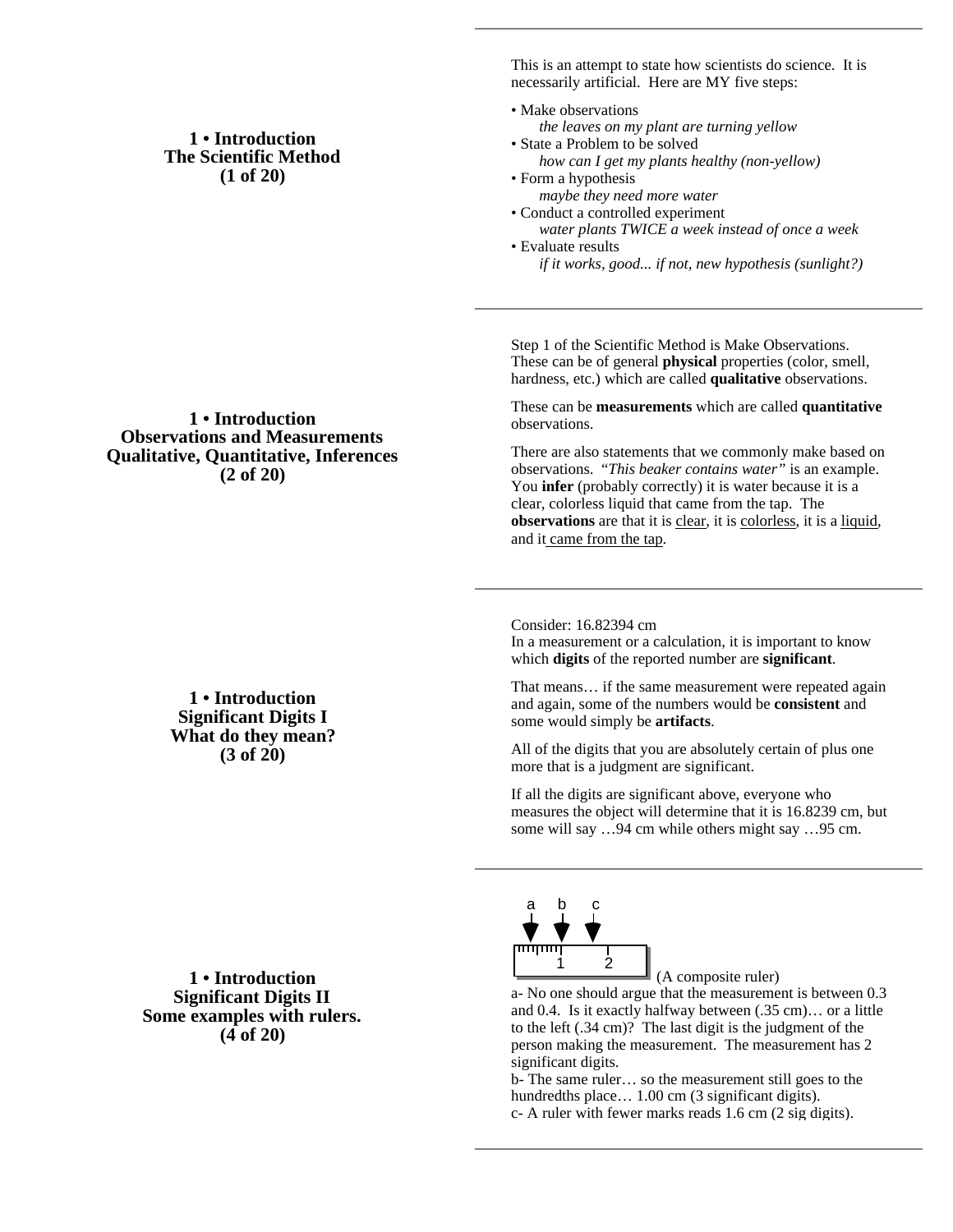## 1 • Introduction
## The Scientific Method
## (1 of 20)

This is an attempt to state how scientists do science. It is necessarily artificial. Here are MY five steps:

- Make observations
  *the leaves on my plant are turning yellow*
- State a Problem to be solved
  *how can I get my plants healthy (non-yellow)*
- Form a hypothesis
  *maybe they need more water*
- Conduct a controlled experiment
  *water plants TWICE a week instead of once a week*
- Evaluate results
  *if it works, good... if not, new hypothesis (sunlight?)*

---

## 1 • Introduction
## Observations and Measurements
## Qualitative, Quantitative, Inferences
## (2 of 20)

Step 1 of the Scientific Method is Make Observations. These can be of general **physical** properties (color, smell, hardness, etc.) which are called **qualitative** observations.

These can be **measurements** which are called **quantitative** observations.

There are also statements that we commonly make based on observations. *"This beaker contains water"* is an example. You **infer** (probably correctly) it is water because it is a clear, colorless liquid that came from the tap. The **observations** are that it is <u>clear</u>, it is <u>colorless</u>, it is a <u>liquid</u>, and it <u>came from the tap</u>.

---

## 1 • Introduction
## Significant Digits I
## What do they mean?
## (3 of 20)

Consider: 16.82394 cm
In a measurement or a calculation, it is important to know which **digits** of the reported number are **significant**.

That means… if the same measurement were repeated again and again, some of the numbers would be **consistent** and some would simply be **artifacts**.

All of the digits that you are absolutely certain of plus one more that is a judgment are significant.

If all the digits are significant above, everyone who measures the object will determine that it is 16.8239 cm, but some will say …94 cm while others might say …95 cm.

---

## 1 • Introduction
## Significant Digits II
## Some examples with rulers.
## (4 of 20)

a b c

1 2

(A composite ruler)

a- No one should argue that the measurement is between 0.3 and 0.4. Is it exactly halfway between (.35 cm)… or a little to the left (.34 cm)? The last digit is the judgment of the person making the measurement. The measurement has 2 significant digits.

b- The same ruler… so the measurement still goes to the hundredths place… 1.00 cm (3 significant digits).

c- A ruler with fewer marks reads 1.6 cm (2 sig digits).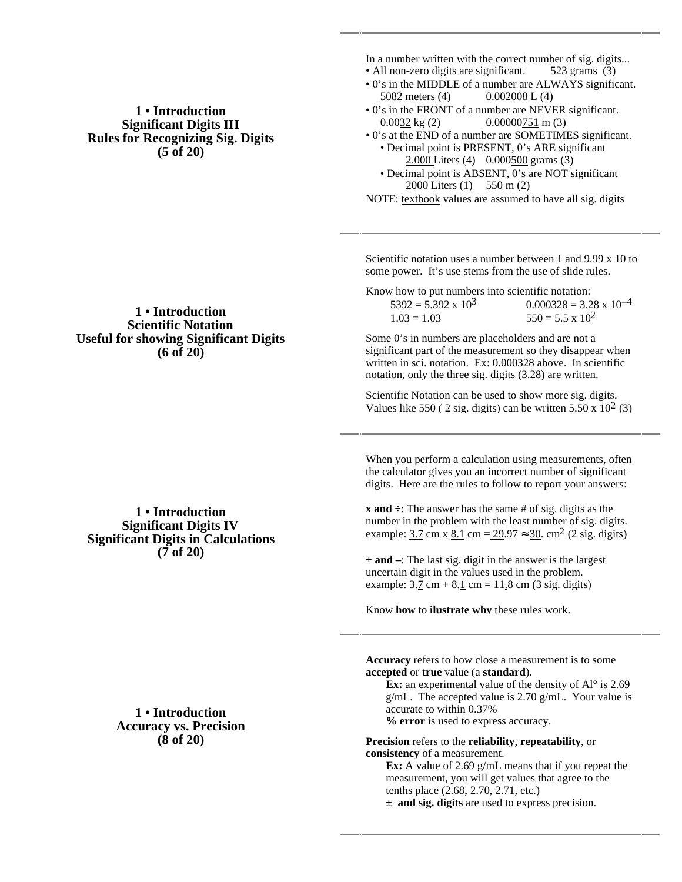## 1 • Introduction
## Significant Digits III
## Rules for Recognizing Sig. Digits

In a number written with the correct number of sig. digits...

- All non-zero digits are significant. 523 grams (3)
- 0's in the MIDDLE of a number are ALWAYS significant.
  5082 meters (4) 0.002008 L (4)
- 0's in the FRONT of a number are NEVER significant.
  0.0032 kg (2) 0.00000751 m (3)
- 0's at the END of a number are SOMETIMES significant.
  - Decimal point is PRESENT, 0's ARE significant
    2.000 Liters (4) 0.000500 grams (3)
  - Decimal point is ABSENT, 0's are NOT significant
    2000 Liters (1) 550 m (2)

NOTE: textbook values are assumed to have all sig. digits

## 1 • Introduction
## Scientific Notation
## Useful for showing Significant Digits

Scientific notation uses a number between 1 and 9.99 x 10 to some power. It's use stems from the use of slide rules.

Know how to put numbers into scientific notation:

$5392 = 5.392 \times 10^{3}$ $0.000328 = 3.28 \times 10^{-4}$

$1.03 = 1.03$ $550 = 5.5 \times 10^{2}$

Some 0's in numbers are placeholders and are not a significant part of the measurement so they disappear when written in sci. notation. Ex: 0.000328 above. In scientific notation, only the three sig. digits (3.28) are written.

Scientific Notation can be used to show more sig. digits. Values like 550 ( 2 sig. digits) can be written $5.50 \times 10^{2}$ (3)

## 1 • Introduction
## Significant Digits IV
## Significant Digits in Calculations

When you perform a calculation using measurements, often the calculator gives you an incorrect number of significant digits. Here are the rules to follow to report your answers:

**x and ÷**: The answer has the same # of sig. digits as the number in the problem with the least number of sig. digits.
example: 3.7 cm x 8.1 cm = 29.97 ≈ 30. $cm^{2}$ (2 sig. digits)

**+ and –**: The last sig. digit in the answer is the largest uncertain digit in the values used in the problem.
example: 3.7 cm + 8.1 cm = 11.8 cm (3 sig. digits)

Know **how** to **ilustrate why** these rules work.

## 1 • Introduction
## Accuracy vs. Precision

**Accuracy** refers to how close a measurement is to some **accepted** or **true** value (a **standard**).

**Ex:** an experimental value of the density of Al° is 2.69 g/mL. The accepted value is 2.70 g/mL. Your value is accurate to within 0.37%

**% error** is used to express accuracy.

**Precision** refers to the **reliability**, **repeatability**, or **consistency** of a measurement.

**Ex:** A value of 2.69 g/mL means that if you repeat the measurement, you will get values that agree to the tenths place (2.68, 2.70, 2.71, etc.)

**± and sig. digits** are used to express precision.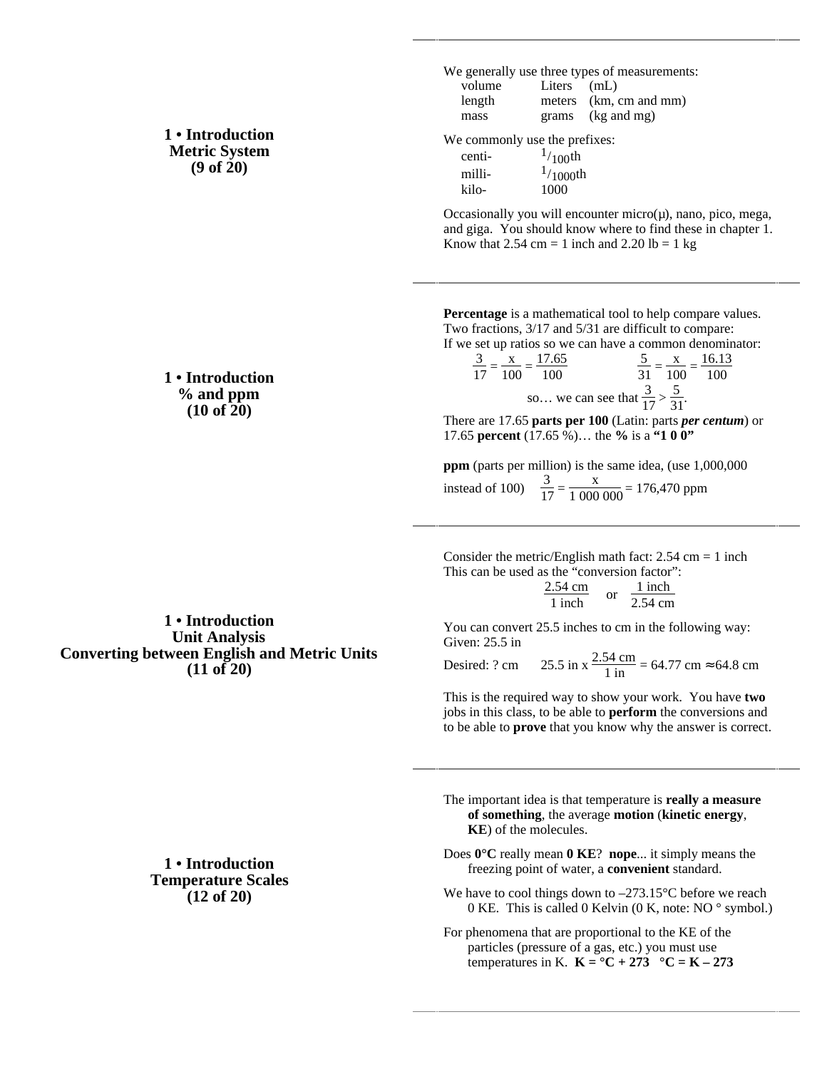## 1 • Introduction
## Metric System
## (9 of 20)

We generally use three types of measurements:

| | | |
|---|---|---|
| volume | Liters | (mL) |
| length | meters | (km, cm and mm) |
| mass | grams | (kg and mg) |

We commonly use the prefixes:

| | |
|---|---|
| centi- | $^{1}/_{100}$th |
| milli- | $^{1}/_{1000}$th |
| kilo- | 1000 |

Occasionally you will encounter micro(μ), nano, pico, mega, and giga. You should know where to find these in chapter 1. Know that 2.54 cm = 1 inch and 2.20 lb = 1 kg

## 1 • Introduction
## % and ppm
## (10 of 20)

**Percentage** is a mathematical tool to help compare values. Two fractions, 3/17 and 5/31 are difficult to compare: If we set up ratios so we can have a common denominator:

$$\frac{3}{17} = \frac{x}{100} = \frac{17.65}{100} \qquad \frac{5}{31} = \frac{x}{100} = \frac{16.13}{100}$$

so… we can see that $\frac{3}{17} > \frac{5}{31}$.

There are 17.65 **parts per 100** (Latin: parts ***per centum***) or 17.65 **percent** (17.65 %)… the **%** is a **"1 0 0"**

**ppm** (parts per million) is the same idea, (use 1,000,000 instead of 100) $\frac{3}{17} = \frac{x}{1\,000\,000}$ = 176,470 ppm

## 1 • Introduction
## Unit Analysis
## Converting between English and Metric Units
## (11 of 20)

Consider the metric/English math fact: 2.54 cm = 1 inch This can be used as the "conversion factor":

$$\frac{2.54\text{ cm}}{1\text{ inch}} \quad \text{or} \quad \frac{1\text{ inch}}{2.54\text{ cm}}$$

You can convert 25.5 inches to cm in the following way:
Given: 25.5 in

Desired: ? cm $\quad 25.5\text{ in} \times \frac{2.54\text{ cm}}{1\text{ in}} = 64.77\text{ cm} \approx 64.8\text{ cm}$

This is the required way to show your work. You have **two** jobs in this class, to be able to **perform** the conversions and to be able to **prove** that you know why the answer is correct.

## 1 • Introduction
## Temperature Scales
## (12 of 20)

The important idea is that temperature is **really a measure of something**, the average **motion** (**kinetic energy**, **KE**) of the molecules.

Does **0°C** really mean **0 KE**? **nope**... it simply means the freezing point of water, a **convenient** standard.

We have to cool things down to –273.15°C before we reach 0 KE. This is called 0 Kelvin (0 K, note: NO ° symbol.)

For phenomena that are proportional to the KE of the particles (pressure of a gas, etc.) you must use temperatures in K. **K = °C + 273 °C = K – 273**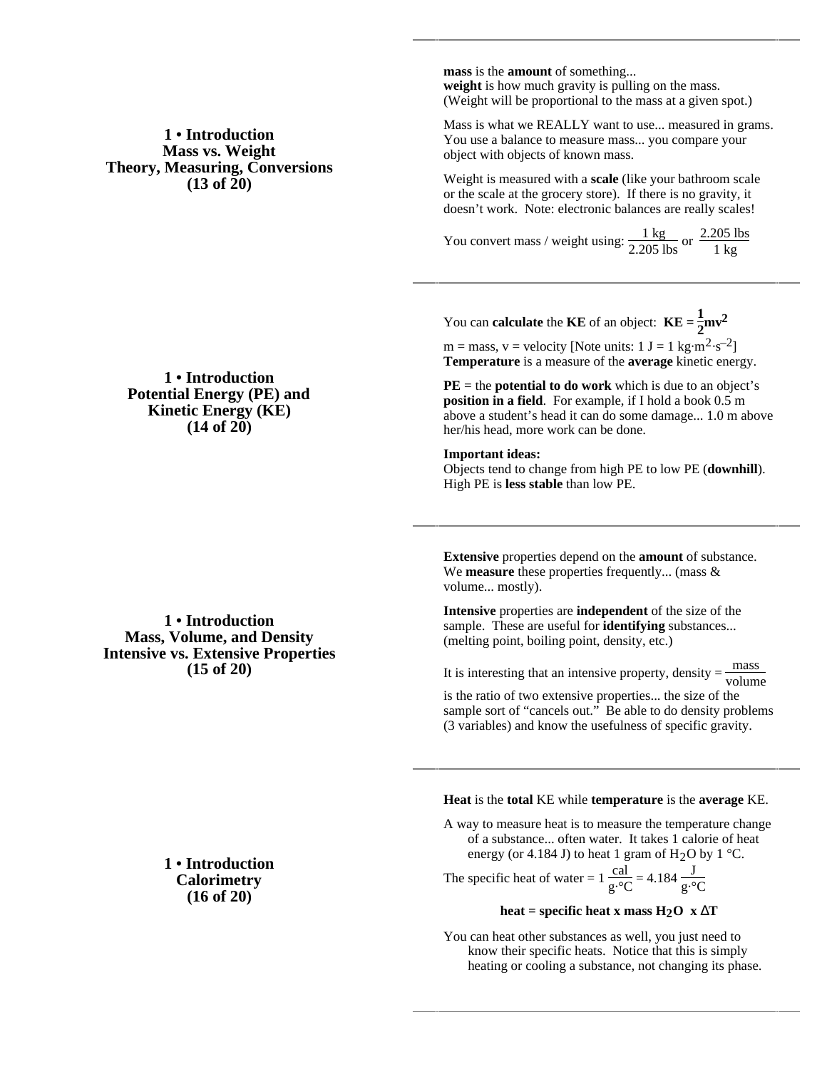## 1 • Introduction
## Mass vs. Weight
## Theory, Measuring, Conversions

**mass** is the **amount** of something...
**weight** is how much gravity is pulling on the mass. (Weight will be proportional to the mass at a given spot.)

Mass is what we REALLY want to use... measured in grams. You use a balance to measure mass... you compare your object with objects of known mass.

Weight is measured with a **scale** (like your bathroom scale or the scale at the grocery store). If there is no gravity, it doesn't work. Note: electronic balances are really scales!

You convert mass / weight using: $\frac{1 \text{ kg}}{2.205 \text{ lbs}}$ or $\frac{2.205 \text{ lbs}}{1 \text{ kg}}$

## 1 • Introduction
## Potential Energy (PE) and Kinetic Energy (KE)

You can **calculate** the **KE** of an object: $\mathbf{KE = \frac{1}{2}mv^2}$

m = mass, v = velocity [Note units: $1 \text{ J} = 1 \text{ kg}\cdot\text{m}^2\cdot\text{s}^{-2}$]
**Temperature** is a measure of the **average** kinetic energy.

**PE** = the **potential to do work** which is due to an object's **position in a field**. For example, if I hold a book 0.5 m above a student's head it can do some damage... 1.0 m above her/his head, more work can be done.

**Important ideas:**
Objects tend to change from high PE to low PE (**downhill**). High PE is **less stable** than low PE.

## 1 • Introduction
## Mass, Volume, and Density
## Intensive vs. Extensive Properties

**Extensive** properties depend on the **amount** of substance. We **measure** these properties frequently... (mass & volume... mostly).

**Intensive** properties are **independent** of the size of the sample. These are useful for **identifying** substances... (melting point, boiling point, density, etc.)

It is interesting that an intensive property, density = $\frac{\text{mass}}{\text{volume}}$ is the ratio of two extensive properties... the size of the sample sort of "cancels out." Be able to do density problems (3 variables) and know the usefulness of specific gravity.

## 1 • Introduction
## Calorimetry

**Heat** is the **total** KE while **temperature** is the **average** KE.

A way to measure heat is to measure the temperature change of a substance... often water. It takes 1 calorie of heat energy (or 4.184 J) to heat 1 gram of $H_2O$ by 1 °C.

The specific heat of water = $1 \frac{\text{cal}}{\text{g}\cdot°\text{C}} = 4.184 \frac{\text{J}}{\text{g}\cdot°\text{C}}$

$$\textbf{heat = specific heat x mass } \mathbf{H_2O} \textbf{ x } \mathbf{\Delta T}$$

You can heat other substances as well, you just need to know their specific heats. Notice that this is simply heating or cooling a substance, not changing its phase.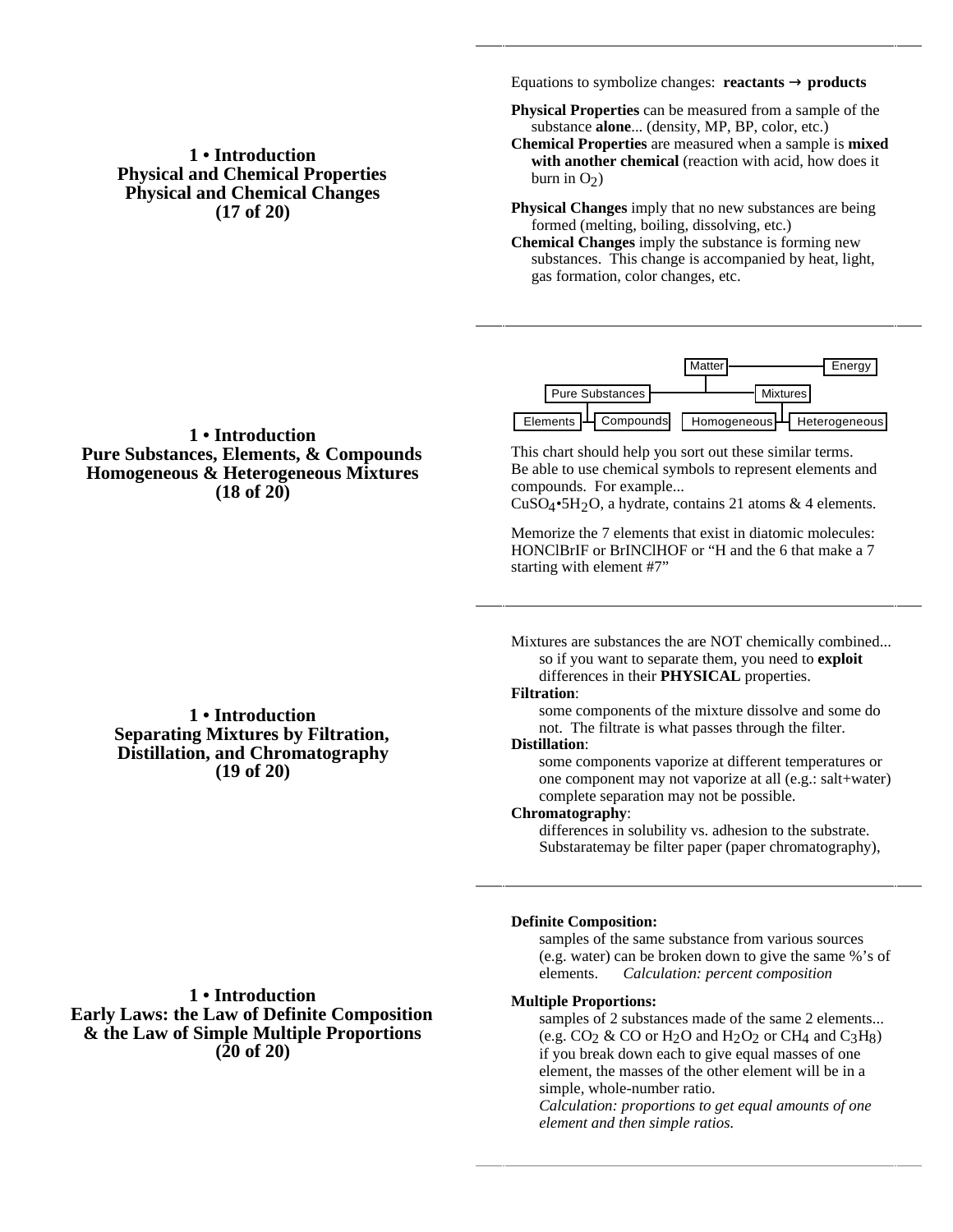## 1 • Introduction
## Physical and Chemical Properties
## Physical and Chemical Changes
## (17 of 20)

Equations to symbolize changes: **reactants → products**

**Physical Properties** can be measured from a sample of the substance **alone**... (density, MP, BP, color, etc.)

**Chemical Properties** are measured when a sample is **mixed with another chemical** (reaction with acid, how does it burn in $O_2$)

**Physical Changes** imply that no new substances are being formed (melting, boiling, dissolving, etc.)

**Chemical Changes** imply the substance is forming new substances. This change is accompanied by heat, light, gas formation, color changes, etc.

## 1 • Introduction
## Pure Substances, Elements, & Compounds
## Homogeneous & Heterogeneous Mixtures
## (18 of 20)

Matter — Energy

Pure Substances — Mixtures

Elements — Compounds — Homogeneous — Heterogeneous

This chart should help you sort out these similar terms.
Be able to use chemical symbols to represent elements and compounds. For example...
$CuSO_4 \cdot 5H_2O$, a hydrate, contains 21 atoms & 4 elements.

Memorize the 7 elements that exist in diatomic molecules: HONClBrIF or BrINClHOF or "H and the 6 that make a 7 starting with element #7"

## 1 • Introduction
## Separating Mixtures by Filtration, Distillation, and Chromatography
## (19 of 20)

Mixtures are substances the are NOT chemically combined... so if you want to separate them, you need to **exploit** differences in their **PHYSICAL** properties.

**Filtration**:
some components of the mixture dissolve and some do not. The filtrate is what passes through the filter.

**Distillation**:
some components vaporize at different temperatures or one component may not vaporize at all (e.g.: salt+water) complete separation may not be possible.

**Chromatography**:
differences in solubility vs. adhesion to the substrate. Substaratemay be filter paper (paper chromatography),

## 1 • Introduction
## Early Laws: the Law of Definite Composition & the Law of Simple Multiple Proportions
## (20 of 20)

**Definite Composition:**
samples of the same substance from various sources (e.g. water) can be broken down to give the same %'s of elements. *Calculation: percent composition*

**Multiple Proportions:**
samples of 2 substances made of the same 2 elements... (e.g. $CO_2$ & CO or $H_2O$ and $H_2O_2$ or $CH_4$ and $C_3H_8$) if you break down each to give equal masses of one element, the masses of the other element will be in a simple, whole-number ratio.
*Calculation: proportions to get equal amounts of one element and then simple ratios.*